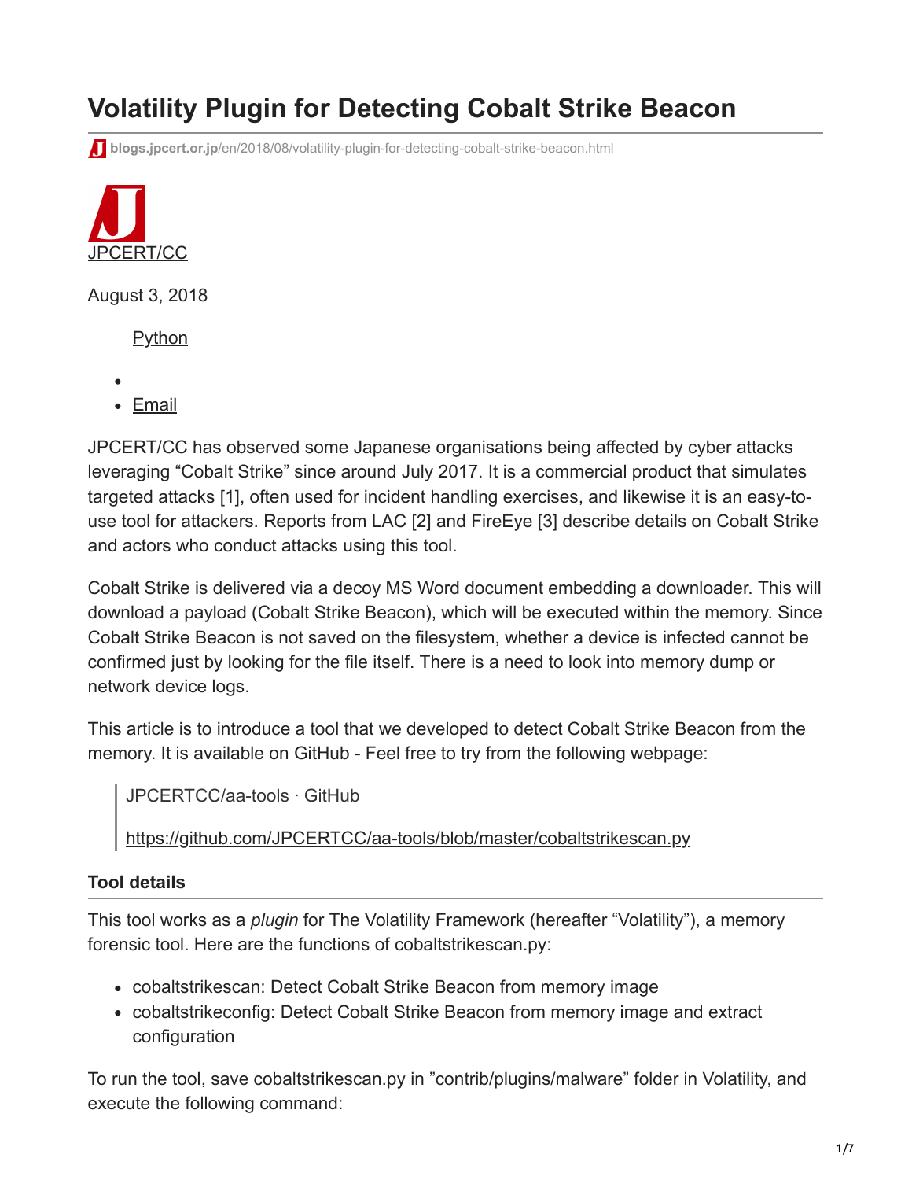# Volatility Plugin for Detecting Cobalt Strike Beacon

blogs.jpcert.or.jp/en/2018/08/volatility-plugin-for-detecting-cobalt-strike-beacon.html

JPCERT/CC

August 3, 2018

Python

- 
- Email

JPCERT/CC has observed some Japanese organisations being affected by cyber attacks leveraging "Cobalt Strike" since around July 2017. It is a commercial product that simulates targeted attacks [1], often used for incident handling exercises, and likewise it is an easy-to-use tool for attackers. Reports from LAC [2] and FireEye [3] describe details on Cobalt Strike and actors who conduct attacks using this tool.

Cobalt Strike is delivered via a decoy MS Word document embedding a downloader. This will download a payload (Cobalt Strike Beacon), which will be executed within the memory. Since Cobalt Strike Beacon is not saved on the filesystem, whether a device is infected cannot be confirmed just by looking for the file itself. There is a need to look into memory dump or network device logs.

This article is to introduce a tool that we developed to detect Cobalt Strike Beacon from the memory. It is available on GitHub - Feel free to try from the following webpage:

> JPCERTCC/aa-tools · GitHub
>
> https://github.com/JPCERTCC/aa-tools/blob/master/cobaltstrikescan.py

### Tool details

This tool works as a *plugin* for The Volatility Framework (hereafter "Volatility"), a memory forensic tool. Here are the functions of cobaltstrikescan.py:

- cobaltstrikescan: Detect Cobalt Strike Beacon from memory image
- cobaltstrikeconfig: Detect Cobalt Strike Beacon from memory image and extract configuration

To run the tool, save cobaltstrikescan.py in "contrib/plugins/malware" folder in Volatility, and execute the following command: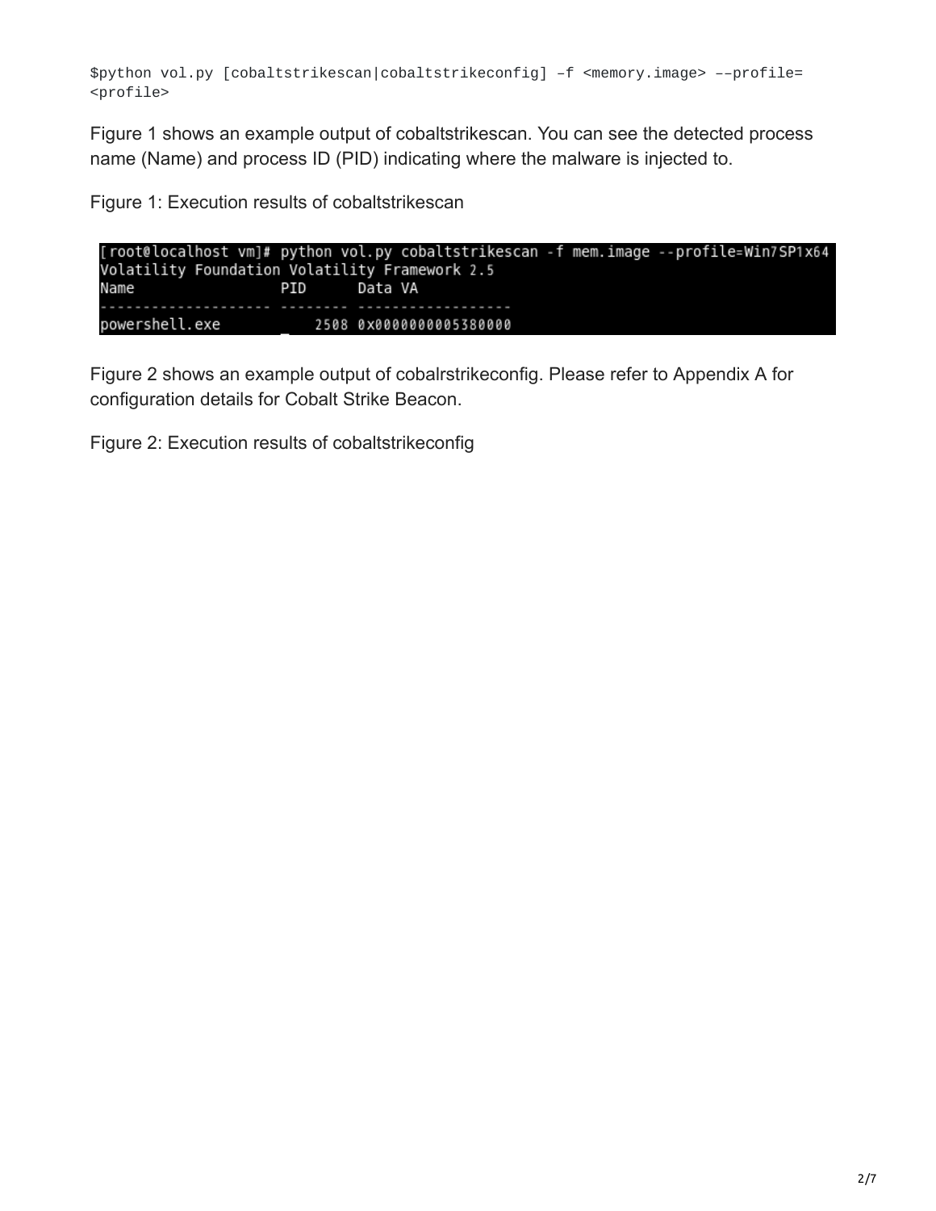```
$python vol.py [cobaltstrikescan|cobaltstrikeconfig] –f <memory.image> ––profile=<profile>
```

Figure 1 shows an example output of cobaltstrikescan. You can see the detected process name (Name) and process ID (PID) indicating where the malware is injected to.

Figure 1: Execution results of cobaltstrikescan

```
[root@localhost vm]# python vol.py cobaltstrikescan -f mem.image --profile=Win7SP1x64
Volatility Foundation Volatility Framework 2.5
Name                 PID      Data VA
-------------------- -------- ------------------
powershell.exe           2508 0x0000000005380000
```

Figure 2 shows an example output of cobalrstrikeconfig. Please refer to Appendix A for configuration details for Cobalt Strike Beacon.

Figure 2: Execution results of cobaltstrikeconfig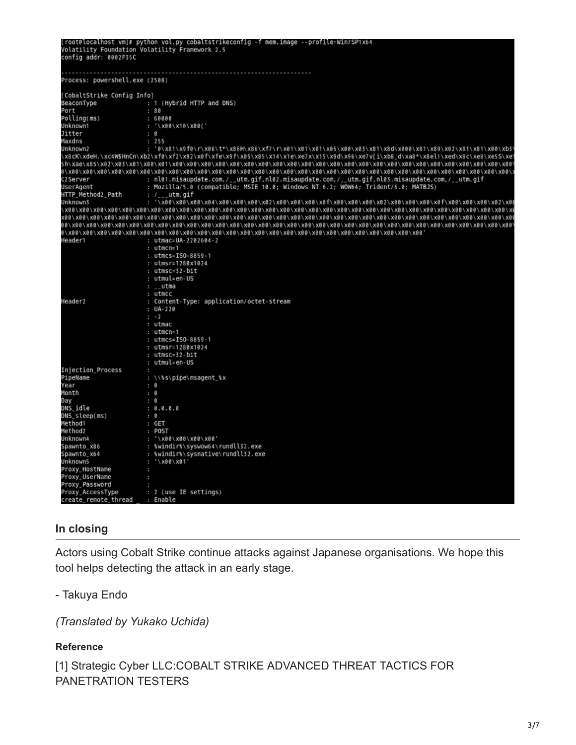```
[root@localhost vm]# python vol.py cobaltstrikeconfig -f mem.image --profile=Win7SP1x64
Volatility Foundation Volatility Framework 2.5
config addr: 0002F35C

--------------------------------------------------------------------
Process: powershell.exe (2508)

[CobaltStrike Config Info]
BeaconType              : 1 (Hybrid HTTP and DNS)
Port                    : 80
Polling(ms)             : 60000
Unknown1                : '\x00\x10\x00('
Jitter                  : 0
Maxdns                  : 255
Unknown2                : '0\x81\x9f0\r\x06\t*\x86H\x86\xf7\r\x01\x01\x01\x05\x00\x03\x81\x8d\x000\x81\x89\x02\x81\x81\x00\xb3\
\x8cK\xdeH.\xc4W$HnCn\xb2\xf0\xf2\x92\x0f\xfe\x9f\x05\x85\x14\x1e\xe7x\x15\x9d\x96\xe7v[i\xb8_d\xa8*\x8el!\xed\x8c\xe8\xe5S\xe
5h\xae\x85\x02\x03\x01\x00\x01\x00\x00\x00\x00\x00\x00\x00\x00\x00\x00\x00\x00\x00\x00\x00\x00\x00\x00\x00\x00\x00\x00\x00\x00\
0\x00\x00\x00\x00\x00\x00\x00\x00\x00\x00\x00\x00\x00\x00\x00\x00\x00\x00\x00\x00\x00\x00\x00\x00\x00\x00\x00\x00\x00\x00\x00\x
C2Server                : nl01.misaupdate.com,/__utm.gif,nl02.misaupdate.com,/__utm.gif,nl03.misaupdate.com,/__utm.gif
UserAgent               : Mozilla/5.0 (compatible; MSIE 10.0; Windows NT 6.2; WOW64; Trident/6.0; MATBJS)
HTTP_Method2_Path       : /___utm.gif
Unknown3                : '\x00\x00\x00\x04\x00\x00\x00\x02\x00\x00\x00\x0f\x00\x00\x00\x02\x00\x00\x00\x0f\x00\x00\x00\x02\x0
\x00\x00\x00\x00\x00\x00\x00\x00\x00\x00\x00\x00\x00\x00\x00\x00\x00\x00\x00\x00\x00\x00\x00\x00\x00\x00\x00\x00\x00\x00\x00\x0
x00\x00\x00\x00\x00\x00\x00\x00\x00\x00\x00\x00\x00\x00\x00\x00\x00\x00\x00\x00\x00\x00\x00\x00\x00\x00\x00\x00\x00\x00\x00\x0
00\x00\x00\x00\x00\x00\x00\x00\x00\x00\x00\x00\x00\x00\x00\x00\x00\x00\x00\x00\x00\x00\x00\x00\x00\x00\x00\x00\x00\x00\x00\x00\
0\x00\x00\x00\x00\x00\x00\x00\x00\x00\x00\x00\x00\x00\x00\x00\x00\x00\x00\x00\x00\x00\x00\x00\x00\x00\x00\x00'
Header1                 : utmac=UA-2202604-2
                        : utmcn=1
                        : utmcs=ISO-8859-1
                        : utmsr=1280x1024
                        : utmsc=32-bit
                        : utmul=en-US
                        : __utma
                        : utmcc
Header2                 : Content-Type: application/octet-stream
                        : UA-220
                        : -2
                        : utmac
                        : utmcn=1
                        : utmcs=ISO-8859-1
                        : utmsr=1280x1024
                        : utmsc=32-bit
                        : utmul=en-US
Injection_Process       :
PipeName                : \\%s\pipe\msagent_%x
Year                    : 0
Month                   : 0
Day                     : 0
DNS_idle                : 0.0.0.0
DNS_sleep(ms)           : 0
Method1                 : GET
Method2                 : POST
Unknown4                : '\x00\x00\x00\x00'
Spawnto_x86             : %windir%\syswow64\rundll32.exe
Spawnto_x64             : %windir%\sysnative\rundll32.exe
Unknown5                : '\x00\x01'
Proxy_HostName          :
Proxy_UserName          :
Proxy_Password          :
Proxy_AccessType        : 2 (use IE settings)
create_remote_thread    : Enable
```

### In closing

Actors using Cobalt Strike continue attacks against Japanese organisations. We hope this tool helps detecting the attack in an early stage.

- Takuya Endo

*(Translated by Yukako Uchida)*

#### Reference

[1] Strategic Cyber LLC:COBALT STRIKE ADVANCED THREAT TACTICS FOR PANETRATION TESTERS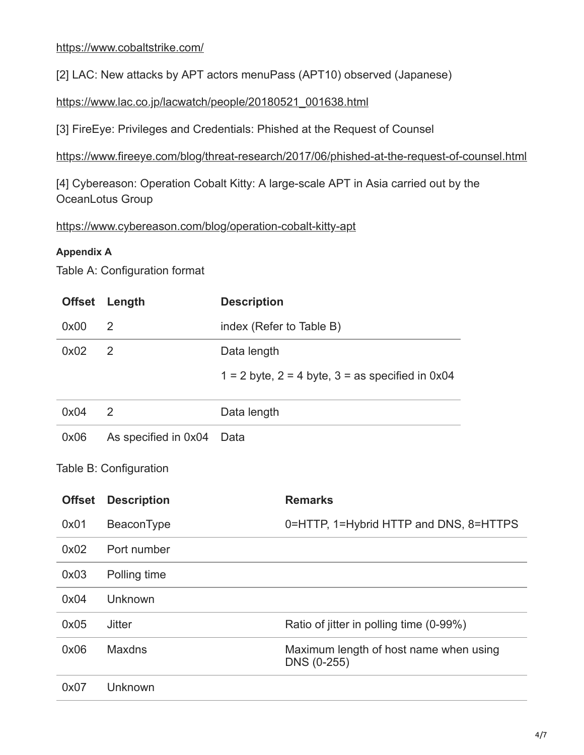https://www.cobaltstrike.com/

[2] LAC: New attacks by APT actors menuPass (APT10) observed (Japanese)

https://www.lac.co.jp/lacwatch/people/20180521_001638.html

[3] FireEye: Privileges and Credentials: Phished at the Request of Counsel

https://www.fireeye.com/blog/threat-research/2017/06/phished-at-the-request-of-counsel.html

[4] Cybereason: Operation Cobalt Kitty: A large-scale APT in Asia carried out by the OceanLotus Group

https://www.cybereason.com/blog/operation-cobalt-kitty-apt

#### Appendix A

Table A: Configuration format

| Offset | Length | Description |
|---|---|---|
| 0x00 | 2 | index (Refer to Table B) |
| 0x02 | 2 | Data length<br>1 = 2 byte, 2 = 4 byte, 3 = as specified in 0x04 |
| 0x04 | 2 | Data length |
| 0x06 | As specified in 0x04 | Data |

Table B: Configuration

| Offset | Description | Remarks |
|---|---|---|
| 0x01 | BeaconType | 0=HTTP, 1=Hybrid HTTP and DNS, 8=HTTPS |
| 0x02 | Port number | |
| 0x03 | Polling time | |
| 0x04 | Unknown | |
| 0x05 | Jitter | Ratio of jitter in polling time (0-99%) |
| 0x06 | Maxdns | Maximum length of host name when using DNS (0-255) |
| 0x07 | Unknown | |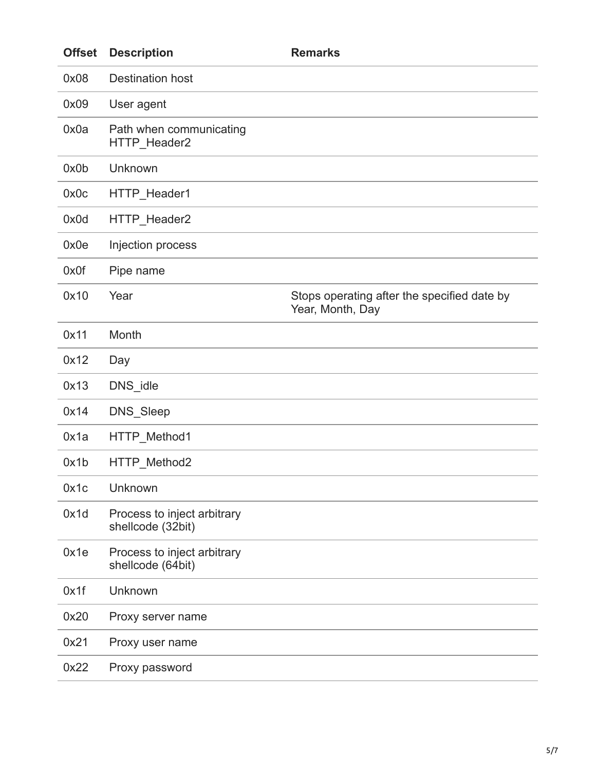| Offset | Description | Remarks |
| --- | --- | --- |
| 0x08 | Destination host | |
| 0x09 | User agent | |
| 0x0a | Path when communicating HTTP_Header2 | |
| 0x0b | Unknown | |
| 0x0c | HTTP_Header1 | |
| 0x0d | HTTP_Header2 | |
| 0x0e | Injection process | |
| 0x0f | Pipe name | |
| 0x10 | Year | Stops operating after the specified date by Year, Month, Day |
| 0x11 | Month | |
| 0x12 | Day | |
| 0x13 | DNS_idle | |
| 0x14 | DNS_Sleep | |
| 0x1a | HTTP_Method1 | |
| 0x1b | HTTP_Method2 | |
| 0x1c | Unknown | |
| 0x1d | Process to inject arbitrary shellcode (32bit) | |
| 0x1e | Process to inject arbitrary shellcode (64bit) | |
| 0x1f | Unknown | |
| 0x20 | Proxy server name | |
| 0x21 | Proxy user name | |
| 0x22 | Proxy password | |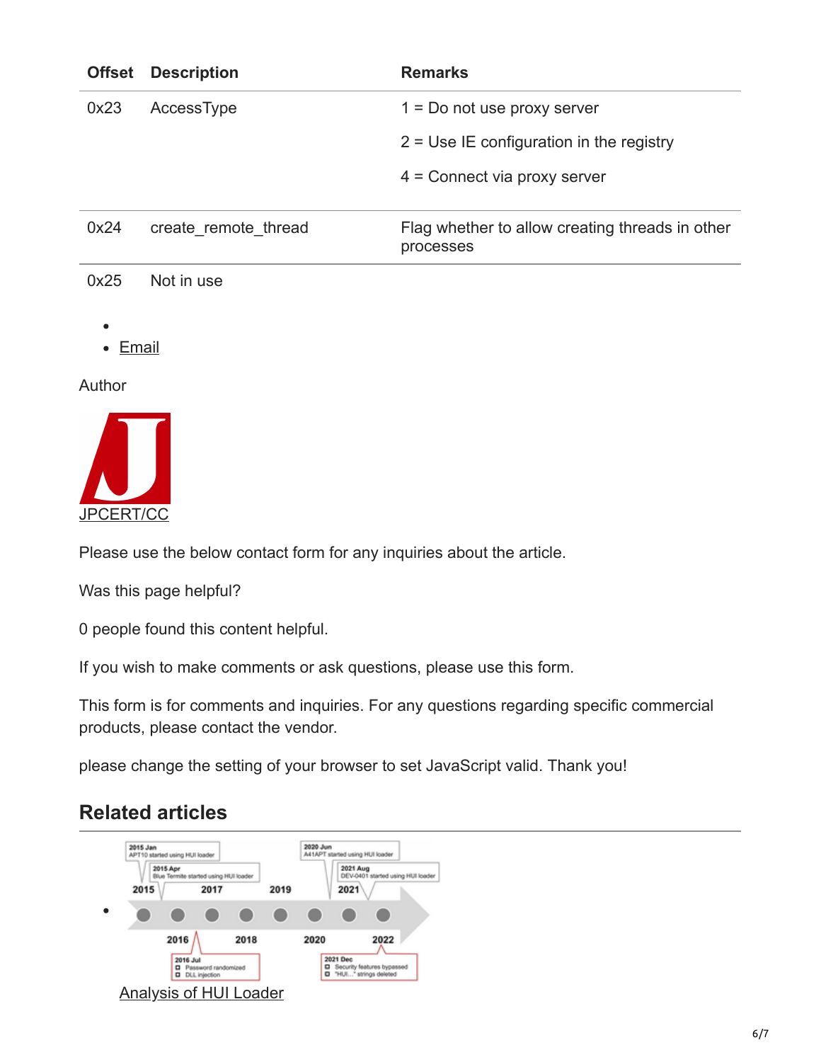| Offset | Description | Remarks |
|---|---|---|
| 0x23 | AccessType | 1 = Do not use proxy server<br>2 = Use IE configuration in the registry<br>4 = Connect via proxy server |
| 0x24 | create_remote_thread | Flag whether to allow creating threads in other processes |
| 0x25 | Not in use | |

- 
- Email

Author

JPCERT/CC

Please use the below contact form for any inquiries about the article.

Was this page helpful?

0 people found this content helpful.

If you wish to make comments or ask questions, please use this form.

This form is for comments and inquiries. For any questions regarding specific commercial products, please contact the vendor.

please change the setting of your browser to set JavaScript valid. Thank you!

## Related articles

- Analysis of HUI Loader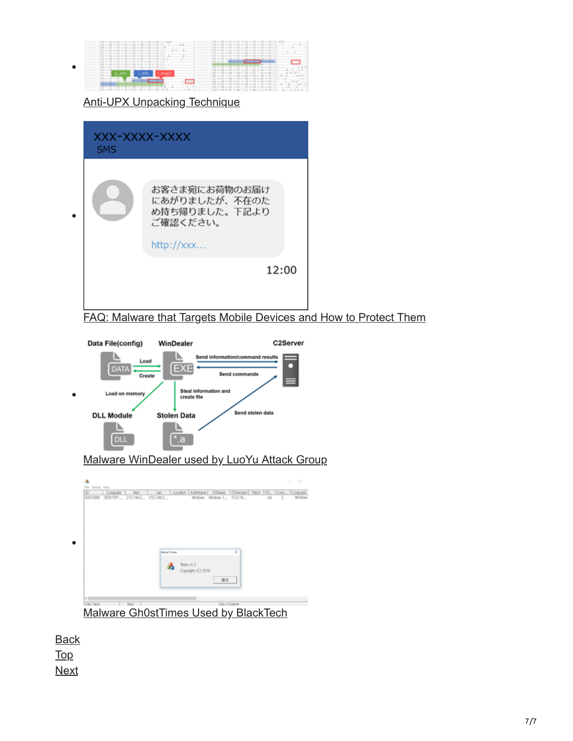- Anti-UPX Unpacking Technique
- FAQ: Malware that Targets Mobile Devices and How to Protect Them
- Malware WinDealer used by LuoYu Attack Group
- Malware Gh0stTimes Used by BlackTech

Back
Top
Next